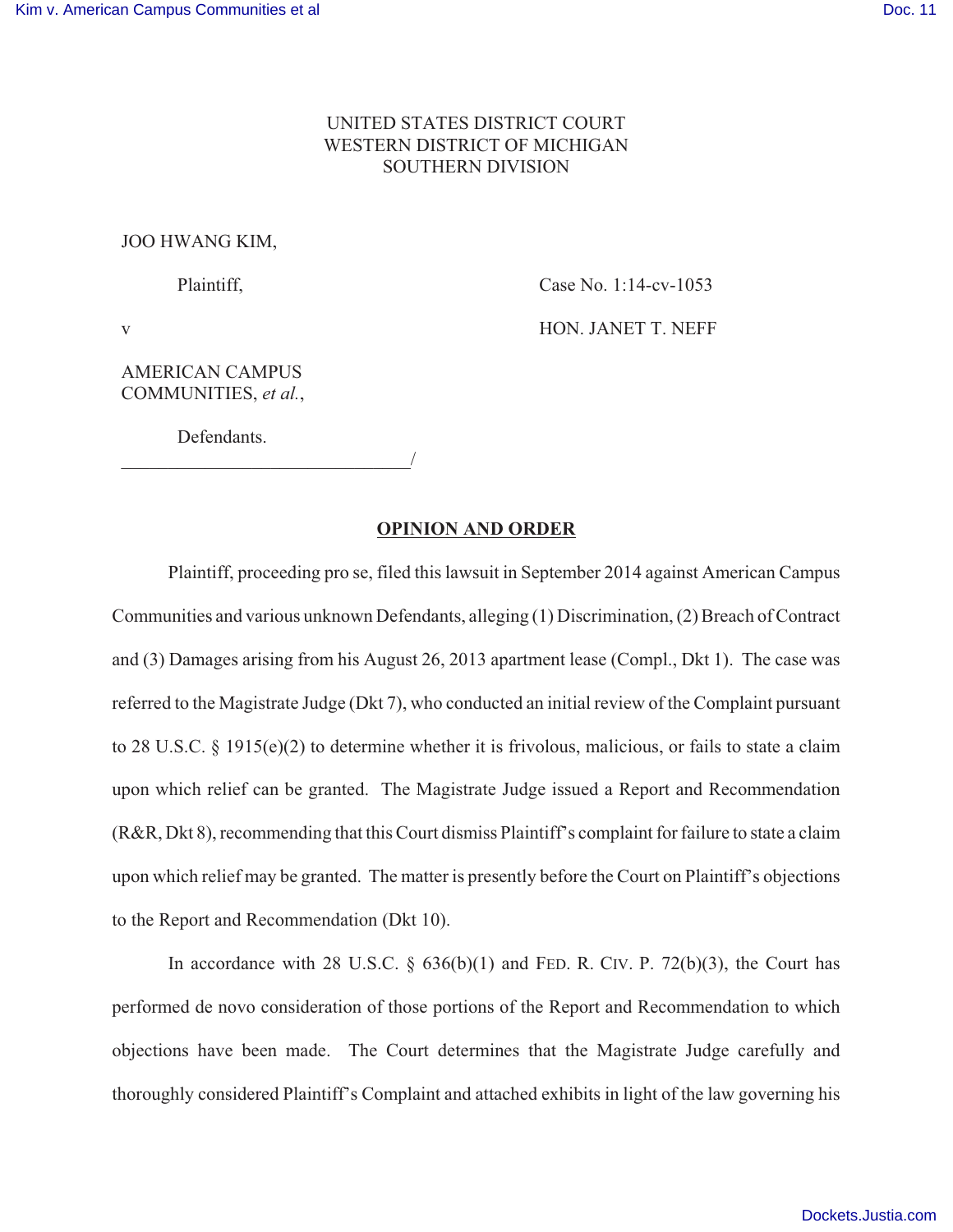UNITED STATES DISTRICT COURT
WESTERN DISTRICT OF MICHIGAN
SOUTHERN DIVISION

JOO HWANG KIM,

Plaintiff,

v

AMERICAN CAMPUS COMMUNITIES, *et al.*,

Defendants.

Case No. 1:14-cv-1053

HON. JANET T. NEFF

______________________________/

**OPINION AND ORDER**

Plaintiff, proceeding pro se, filed this lawsuit in September 2014 against American Campus Communities and various unknown Defendants, alleging (1) Discrimination, (2) Breach of Contract and (3) Damages arising from his August 26, 2013 apartment lease (Compl., Dkt 1). The case was referred to the Magistrate Judge (Dkt 7), who conducted an initial review of the Complaint pursuant to 28 U.S.C. § 1915(e)(2) to determine whether it is frivolous, malicious, or fails to state a claim upon which relief can be granted. The Magistrate Judge issued a Report and Recommendation (R&R, Dkt 8), recommending that this Court dismiss Plaintiff's complaint for failure to state a claim upon which relief may be granted. The matter is presently before the Court on Plaintiff's objections to the Report and Recommendation (Dkt 10).

In accordance with 28 U.S.C. § 636(b)(1) and FED. R. CIV. P. 72(b)(3), the Court has performed de novo consideration of those portions of the Report and Recommendation to which objections have been made. The Court determines that the Magistrate Judge carefully and thoroughly considered Plaintiff's Complaint and attached exhibits in light of the law governing his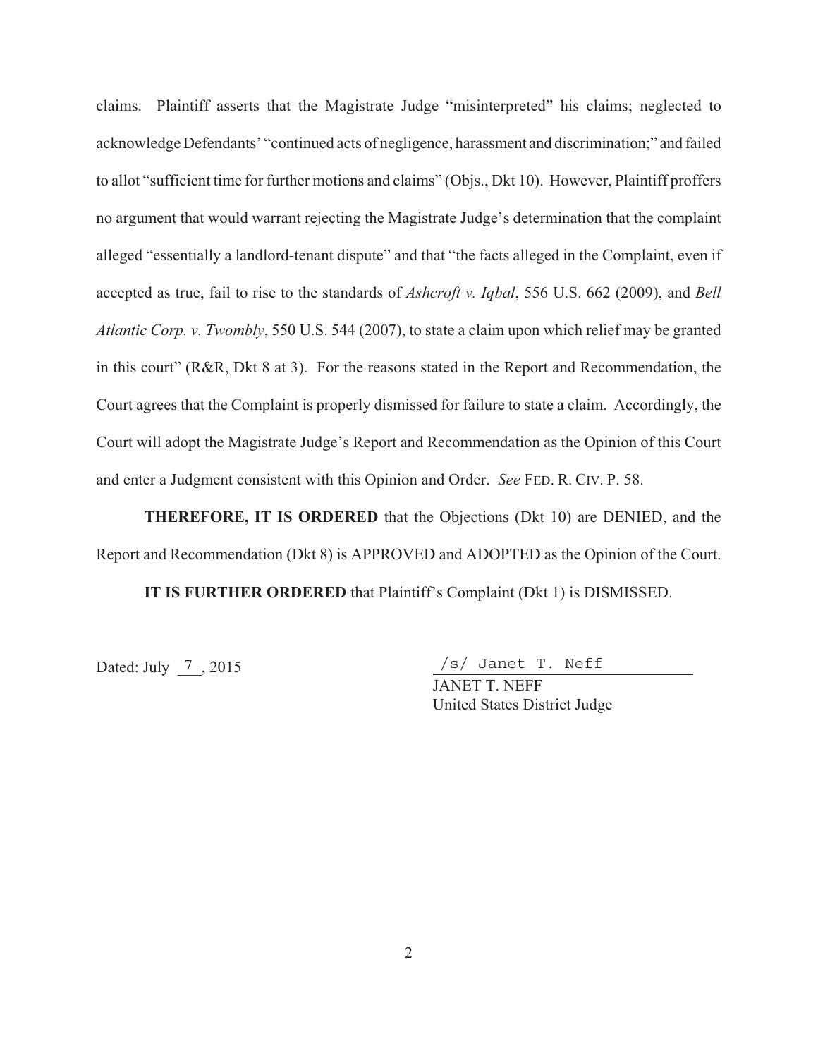claims. Plaintiff asserts that the Magistrate Judge "misinterpreted" his claims; neglected to acknowledge Defendants' "continued acts of negligence, harassment and discrimination;" and failed to allot "sufficient time for further motions and claims" (Objs., Dkt 10). However, Plaintiff proffers no argument that would warrant rejecting the Magistrate Judge's determination that the complaint alleged "essentially a landlord-tenant dispute" and that "the facts alleged in the Complaint, even if accepted as true, fail to rise to the standards of *Ashcroft v. Iqbal*, 556 U.S. 662 (2009), and *Bell Atlantic Corp. v. Twombly*, 550 U.S. 544 (2007), to state a claim upon which relief may be granted in this court" (R&R, Dkt 8 at 3). For the reasons stated in the Report and Recommendation, the Court agrees that the Complaint is properly dismissed for failure to state a claim. Accordingly, the Court will adopt the Magistrate Judge's Report and Recommendation as the Opinion of this Court and enter a Judgment consistent with this Opinion and Order. *See* FED. R. CIV. P. 58.

**THEREFORE, IT IS ORDERED** that the Objections (Dkt 10) are DENIED, and the Report and Recommendation (Dkt 8) is APPROVED and ADOPTED as the Opinion of the Court.

**IT IS FURTHER ORDERED** that Plaintiff's Complaint (Dkt 1) is DISMISSED.

Dated: July 7, 2015

/s/ Janet T. Neff
JANET T. NEFF
United States District Judge